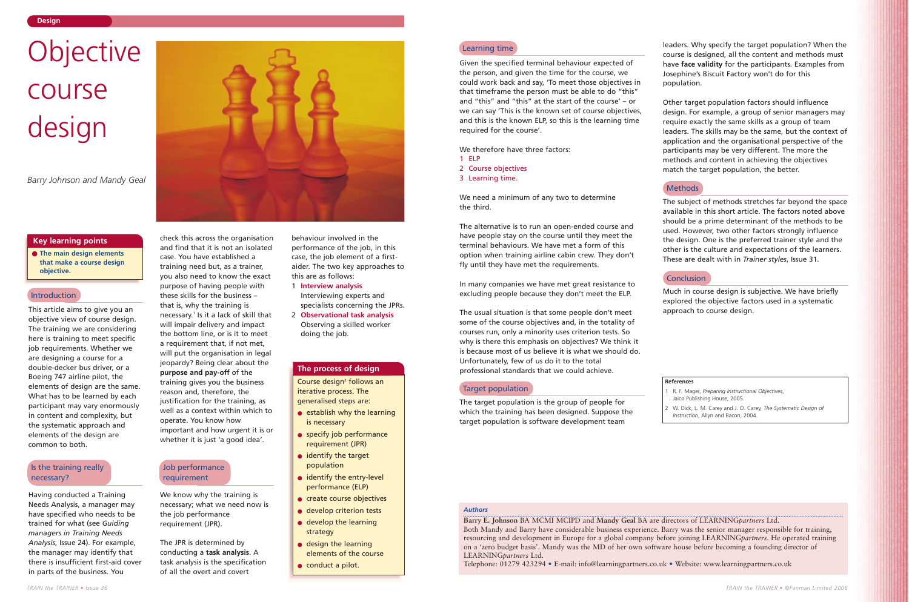# Objective course design

*Barry Johnson and Mandy Geal*

## Key learning points

- **The main design elements that make a course design objective.**

## Introduction

This article aims to give you an objective view of course design. The training we are considering here is training to meet specific job requirements. Whether we are designing a course for a double-decker bus driver, or a Boeing 747 airline pilot, the elements of design are the same. What has to be learned by each participant may vary enormously in content and complexity, but the systematic approach and elements of the design are common to both.

## Is the training really necessary?

Having conducted a Training Needs Analysis, a manager may have specified who needs to be trained for what (see *Guiding managers in Training Needs Analysis*, Issue 24). For example, the manager may identify that there is insufficient first-aid cover in parts of the business. You check this across the organisation and find that it is not an isolated case. You have established a training need but, as a trainer, you also need to know the exact purpose of having people with these skills for the business – that is, why the training is necessary.[1] Is it a lack of skill that will impair delivery and impact the bottom line, or is it to meet a requirement that, if not met, will put the organisation in legal jeopardy? Being clear about the **purpose and pay-off** of the training gives you the business reason and, therefore, the justification for the training, as well as a context within which to operate. You know how important and how urgent it is or whether it is just 'a good idea'.

## Job performance requirement

We know why the training is necessary; what we need now is the job performance requirement (JPR).

The JPR is determined by conducting a **task analysis**. A task analysis is the specification of all the overt and covert behaviour involved in the performance of the job, in this case, the job element of a first-aider. The two key approaches to this are as follows:

1. **Interview analysis**
   Interviewing experts and specialists concerning the JPRs.
2. **Observational task analysis**
   Observing a skilled worker doing the job.

## The process of design

Course design[2] follows an iterative process. The generalised steps are:

- establish why the learning is necessary
- specify job performance requirement (JPR)
- identify the target population
- identify the entry-level performance (ELP)
- create course objectives
- develop criterion tests
- develop the learning strategy
- design the learning elements of the course
- conduct a pilot.

## Learning time

Given the specified terminal behaviour expected of the person, and given the time for the course, we could work back and say, 'To meet those objectives in that timeframe the person must be able to do "this" and "this" and "this" at the start of the course' – or we can say 'This is the known set of course objectives, and this is the known ELP, so this is the learning time required for the course'.

We therefore have three factors:

1. ELP
2. Course objectives
3. Learning time.

We need a minimum of any two to determine the third.

The alternative is to run an open-ended course and have people stay on the course until they meet the terminal behaviours. We have met a form of this option when training airline cabin crew. They don't fly until they have met the requirements.

In many companies we have met great resistance to excluding people because they don't meet the ELP.

The usual situation is that some people don't meet some of the course objectives and, in the totality of courses run, only a minority uses criterion tests. So why is there this emphasis on objectives? We think it is because most of us believe it is what we should do. Unfortunately, few of us do it to the total professional standards that we could achieve.

## Target population

The target population is the group of people for which the training has been designed. Suppose the target population is software development team leaders. Why specify the target population? When the course is designed, all the content and methods must have **face validity** for the participants. Examples from Josephine's Biscuit Factory won't do for this population.

Other target population factors should influence design. For example, a group of senior managers may require exactly the same skills as a group of team leaders. The skills may be the same, but the context of application and the organisational perspective of the participants may be very different. The more the methods and content in achieving the objectives match the target population, the better.

## Methods

The subject of methods stretches far beyond the space available in this short article. The factors noted above should be a prime determinant of the methods to be used. However, two other factors strongly influence the design. One is the preferred trainer style and the other is the culture and expectations of the learners. These are dealt with in *Trainer styles*, Issue 31.

## Conclusion

Much in course design is subjective. We have briefly explored the objective factors used in a systematic approach to course design.

### References

1. R. F. Mager, *Preparing Instructional Objectives*, Jaico Publishing House, 2005.
2. W. Dick, L. M. Carey and J. O. Carey, *The Systematic Design of Instruction*, Allyn and Bacon, 2004.

### Authors

**Barry E. Johnson** BA MCMI MCIPD and **Mandy Geal** BA are directors of LEARNING*partners* Ltd.
Both Mandy and Barry have considerable business experience. Barry was the senior manager responsible for training, resourcing and development in Europe for a global company before joining LEARNING*partners*. He operated training on a 'zero budget basis'. Mandy was the MD of her own software house before becoming a founding director of LEARNING*partners* Ltd.
Telephone: 01279 423294 • E-mail: info@learningpartners.co.uk • Website: www.learningpartners.co.uk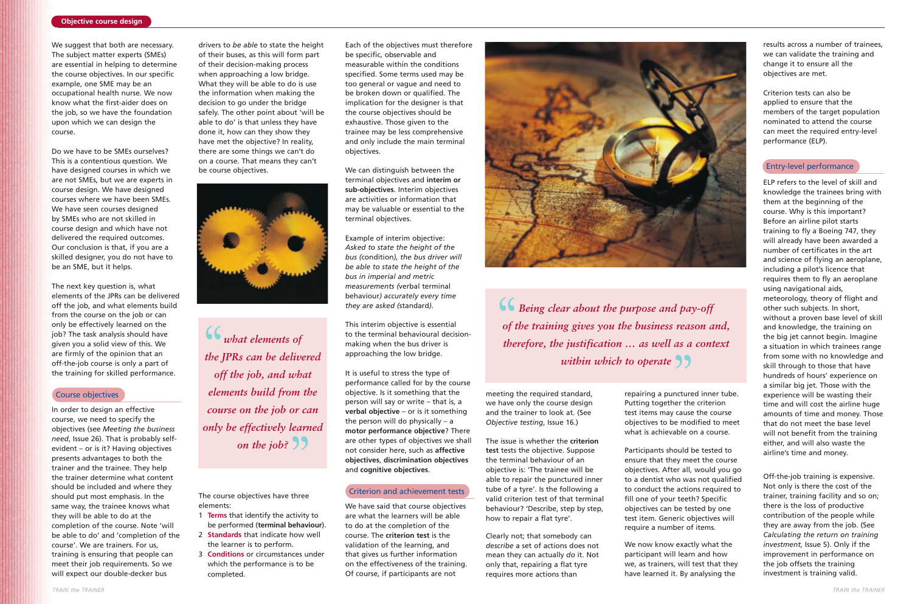We suggest that both are necessary. The subject matter experts (SMEs) are essential in helping to determine the course objectives. In our specific example, one SME may be an occupational health nurse. We now know what the first-aider does on the job, so we have the foundation upon which we can design the course.

Do we have to be SMEs ourselves? This is a contentious question. We have designed courses in which we are not SMEs, but we are experts in course design. We have designed courses where we have been SMEs. We have seen courses designed by SMEs who are not skilled in course design and which have not delivered the required outcomes. Our conclusion is that, if you are a skilled designer, you do not have to be an SME, but it helps.

The next key question is, what elements of the JPRs can be delivered off the job, and what elements build from the course on the job or can only be effectively learned on the job? The task analysis should have given you a solid view of this. We are firmly of the opinion that an off-the-job course is only a part of the training for skilled performance.

## Course objectives

In order to design an effective course, we need to specify the course objectives (see *Meeting the business need*, Issue 26). That is probably self-evident – or is it? Having objectives presents advantages to both the trainer and the trainee. They help the trainer determine what content should be included and where they should put most emphasis. In the same way, the trainee knows what they will be able to do at the completion of the course. Note 'will be able to do' and 'completion of the course'. We are trainers. For us, training is ensuring that people can meet their job requirements. So we will expect our double-decker bus drivers to *be able* to state the height of their buses, as this will form part of their decision-making process when approaching a low bridge. What they will be able to do is use the information when making the decision to go under the bridge safely. The other point about 'will be able to do' is that unless they have done it, how can they show they have met the objective? In reality, there are some things we can't do on a course. That means they can't be course objectives.

> *what elements of the JPRs can be delivered off the job, and what elements build from the course on the job or can only be effectively learned on the job?*

The course objectives have three elements:

1. **Terms** that identify the activity to be performed (**terminal behaviour**).
2. **Standards** that indicate how well the learner is to perform.
3. **Conditions** or circumstances under which the performance is to be completed.

Each of the objectives must therefore be specific, observable and measurable within the conditions specified. Some terms used may be too general or vague and need to be broken down or qualified. The implication for the designer is that the course objectives should be exhaustive. Those given to the trainee may be less comprehensive and only include the main terminal objectives.

We can distinguish between the terminal objectives and **interim or sub-objectives**. Interim objectives are activities or information that may be valuable or essential to the terminal objectives.

Example of interim objective:
*Asked to state the height of the bus* (condition)*, the bus driver will be able to state the height of the bus in imperial and metric measurements* (verbal terminal behaviour) *accurately every time they are asked* (standard).

This interim objective is essential to the terminal behavioural decision-making when the bus driver is approaching the low bridge.

It is useful to stress the type of performance called for by the course objective. Is it something that the person will say or write – that is, a **verbal objective** – or is it something the person will do physically – a **motor performance objective**? There are other types of objectives we shall not consider here, such as **affective objectives**, **discrimination objectives** and **cognitive objectives**.

## Criterion and achievement tests

We have said that course objectives are what the learners will be able to do at the completion of the course. The **criterion test** is the validation of the learning, and that gives us further information on the effectiveness of the training. Of course, if participants are not meeting the required standard, we have only the course design and the trainer to look at. (See *Objective testing*, Issue 16.)

> *Being clear about the purpose and pay-off of the training gives you the business reason and, therefore, the justification … as well as a context within which to operate*

The issue is whether the **criterion test** tests the objective. Suppose the terminal behaviour of an objective is: 'The trainee will be able to repair the punctured inner tube of a tyre'. Is the following a valid criterion test of that terminal behaviour? 'Describe, step by step, how to repair a flat tyre'.

Clearly not; that somebody can *describe* a set of actions does not mean they can actually *do* it. Not only that, repairing a flat tyre requires more actions than repairing a punctured inner tube. Putting together the criterion test items may cause the course objectives to be modified to meet what is achievable on a course.

Participants should be tested to ensure that they meet the course objectives. After all, would you go to a dentist who was not qualified to conduct the actions required to fill one of your teeth? Specific objectives can be tested by one test item. Generic objectives will require a number of items.

We now know exactly what the participant will learn and how we, as trainers, will test that they have learned it. By analysing the results across a number of trainees, we can validate the training and change it to ensure all the objectives are met.

Criterion tests can also be applied to ensure that the members of the target population nominated to attend the course can meet the required entry-level performance (ELP).

## Entry-level performance

ELP refers to the level of skill and knowledge the trainees bring with them at the beginning of the course. Why is this important? Before an airline pilot starts training to fly a Boeing 747, they will already have been awarded a number of certificates in the art and science of flying an aeroplane, including a pilot's licence that requires them to fly an aeroplane using navigational aids, meteorology, theory of flight and other such subjects. In short, without a proven base level of skill and knowledge, the training on the big jet cannot begin. Imagine a situation in which trainees range from some with no knowledge and skill through to those that have hundreds of hours' experience on a similar big jet. Those with the experience will be wasting their time and will cost the airline huge amounts of time and money. Those that do not meet the base level will not benefit from the training either, and will also waste the airline's time and money.

Off-the-job training is expensive. Not only is there the cost of the trainer, training facility and so on; there is the loss of productive contribution of the people while they are away from the job. (See *Calculating the return on training investment*, Issue 5). Only if the improvement in performance on the job offsets the training investment is training valid.